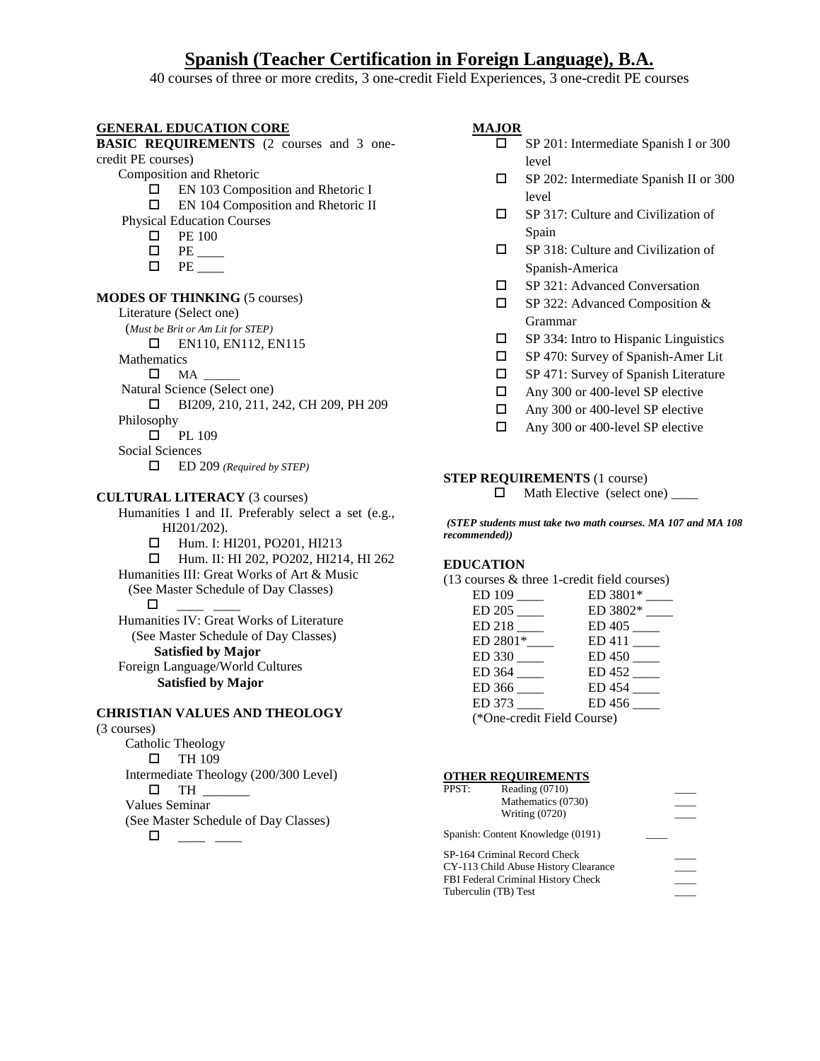# Spanish (Teacher Certification in Foreign Language), B.A.

40 courses of three or more credits, 3 one-credit Field Experiences, 3 one-credit PE courses

## GENERAL EDUCATION CORE

**BASIC REQUIREMENTS** (2 courses and 3 one-credit PE courses)

Composition and Rhetoric

- ☐ EN 103 Composition and Rhetoric I
- ☐ EN 104 Composition and Rhetoric II

Physical Education Courses

- ☐ PE 100
- ☐ PE ____
- ☐ PE ____

**MODES OF THINKING** (5 courses)

Literature (Select one)
(*Must be Brit or Am Lit for STEP)*

- ☐ EN110, EN112, EN115

Mathematics

- ☐ MA ______

Natural Science (Select one)

- ☐ BI209, 210, 211, 242, CH 209, PH 209

Philosophy

- ☐ PL 109

Social Sciences

- ☐ ED 209 *(Required by STEP)*

**CULTURAL LITERACY** (3 courses)

Humanities I and II. Preferably select a set (e.g., HI201/202).

- ☐ Hum. I: HI201, PO201, HI213
- ☐ Hum. II: HI 202, PO202, HI214, HI 262

Humanities III: Great Works of Art & Music
(See Master Schedule of Day Classes)

- ☐ ____ ____

Humanities IV: Great Works of Literature
(See Master Schedule of Day Classes)
**Satisfied by Major**

Foreign Language/World Cultures
**Satisfied by Major**

**CHRISTIAN VALUES AND THEOLOGY** (3 courses)

Catholic Theology

- ☐ TH 109

Intermediate Theology (200/300 Level)

- ☐ TH _______

Values Seminar
(See Master Schedule of Day Classes)

- ☐ ____ ____

## MAJOR

- ☐ SP 201: Intermediate Spanish I or 300 level
- ☐ SP 202: Intermediate Spanish II or 300 level
- ☐ SP 317: Culture and Civilization of Spain
- ☐ SP 318: Culture and Civilization of Spanish-America
- ☐ SP 321: Advanced Conversation
- ☐ SP 322: Advanced Composition & Grammar
- ☐ SP 334: Intro to Hispanic Linguistics
- ☐ SP 470: Survey of Spanish-Amer Lit
- ☐ SP 471: Survey of Spanish Literature
- ☐ Any 300 or 400-level SP elective
- ☐ Any 300 or 400-level SP elective
- ☐ Any 300 or 400-level SP elective

**STEP REQUIREMENTS** (1 course)

- ☐ Math Elective (select one) ____

***(STEP students must take two math courses. MA 107 and MA 108 recommended))***

**EDUCATION**

(13 courses & three 1-credit field courses)

| | |
|---|---|
| ED 109 ____ | ED 3801* ____ |
| ED 205 ____ | ED 3802* ____ |
| ED 218 ____ | ED 405 ____ |
| ED 2801*____ | ED 411 ____ |
| ED 330 ____ | ED 450 ____ |
| ED 364 ____ | ED 452 ____ |
| ED 366 ____ | ED 454 ____ |
| ED 373 ____ | ED 456 ____ |

(*One-credit Field Course)

**OTHER REQUIREMENTS**

PPST:
- Reading (0710) ____
- Mathematics (0730) ____
- Writing (0720) ____

Spanish: Content Knowledge (0191) ____

- SP-164 Criminal Record Check ____
- CY-113 Child Abuse History Clearance ____
- FBI Federal Criminal History Check ____
- Tuberculin (TB) Test ____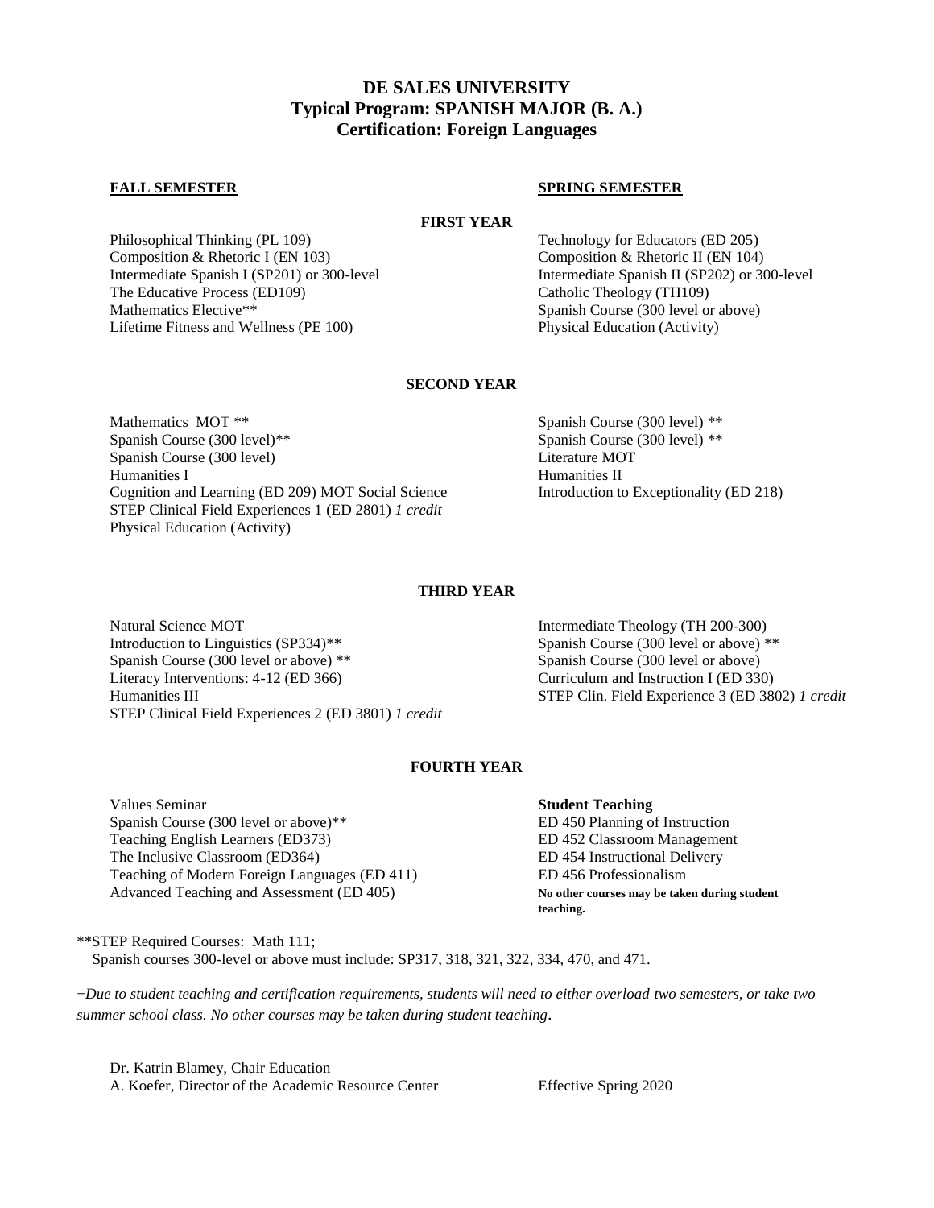# DE SALES UNIVERSITY
## Typical Program: SPANISH MAJOR (B. A.)
## Certification: Foreign Languages

| FALL SEMESTER | SPRING SEMESTER |
|---|---|
| **FIRST YEAR** | |
| Philosophical Thinking (PL 109) | Technology for Educators (ED 205) |
| Composition & Rhetoric I (EN 103) | Composition & Rhetoric II (EN 104) |
| Intermediate Spanish I (SP201) or 300-level | Intermediate Spanish II (SP202) or 300-level |
| The Educative Process (ED109) | Catholic Theology (TH109) |
| Mathematics Elective** | Spanish Course (300 level or above) |
| Lifetime Fitness and Wellness (PE 100) | Physical Education (Activity) |
| **SECOND YEAR** | |
| Mathematics MOT ** | Spanish Course (300 level) ** |
| Spanish Course (300 level)** | Spanish Course (300 level) ** |
| Spanish Course (300 level) | Literature MOT |
| Humanities I | Humanities II |
| Cognition and Learning (ED 209) MOT Social Science | Introduction to Exceptionality (ED 218) |
| STEP Clinical Field Experiences 1 (ED 2801) *1 credit* | |
| Physical Education (Activity) | |
| **THIRD YEAR** | |
| Natural Science MOT | Intermediate Theology (TH 200-300) |
| Introduction to Linguistics (SP334)** | Spanish Course (300 level or above) ** |
| Spanish Course (300 level or above) ** | Spanish Course (300 level or above) |
| Literacy Interventions: 4-12 (ED 366) | Curriculum and Instruction I (ED 330) |
| Humanities III | STEP Clin. Field Experience 3 (ED 3802) *1 credit* |
| STEP Clinical Field Experiences 2 (ED 3801) *1 credit* | |
| **FOURTH YEAR** | |
| Values Seminar | **Student Teaching** |
| Spanish Course (300 level or above)** | ED 450 Planning of Instruction |
| Teaching English Learners (ED373) | ED 452 Classroom Management |
| The Inclusive Classroom (ED364) | ED 454 Instructional Delivery |
| Teaching of Modern Foreign Languages (ED 411) | ED 456 Professionalism |
| Advanced Teaching and Assessment (ED 405) | **No other courses may be taken during student teaching.** |

**STEP Required Courses: Math 111;
Spanish courses 300-level or above <u>must include</u>: SP317, 318, 321, 322, 334, 470, and 471.

*+Due to student teaching and certification requirements, students will need to either overload two semesters, or take two summer school class. No other courses may be taken during student teaching.*

Dr. Katrin Blamey, Chair Education
A. Koefer, Director of the Academic Resource Center

Effective Spring 2020